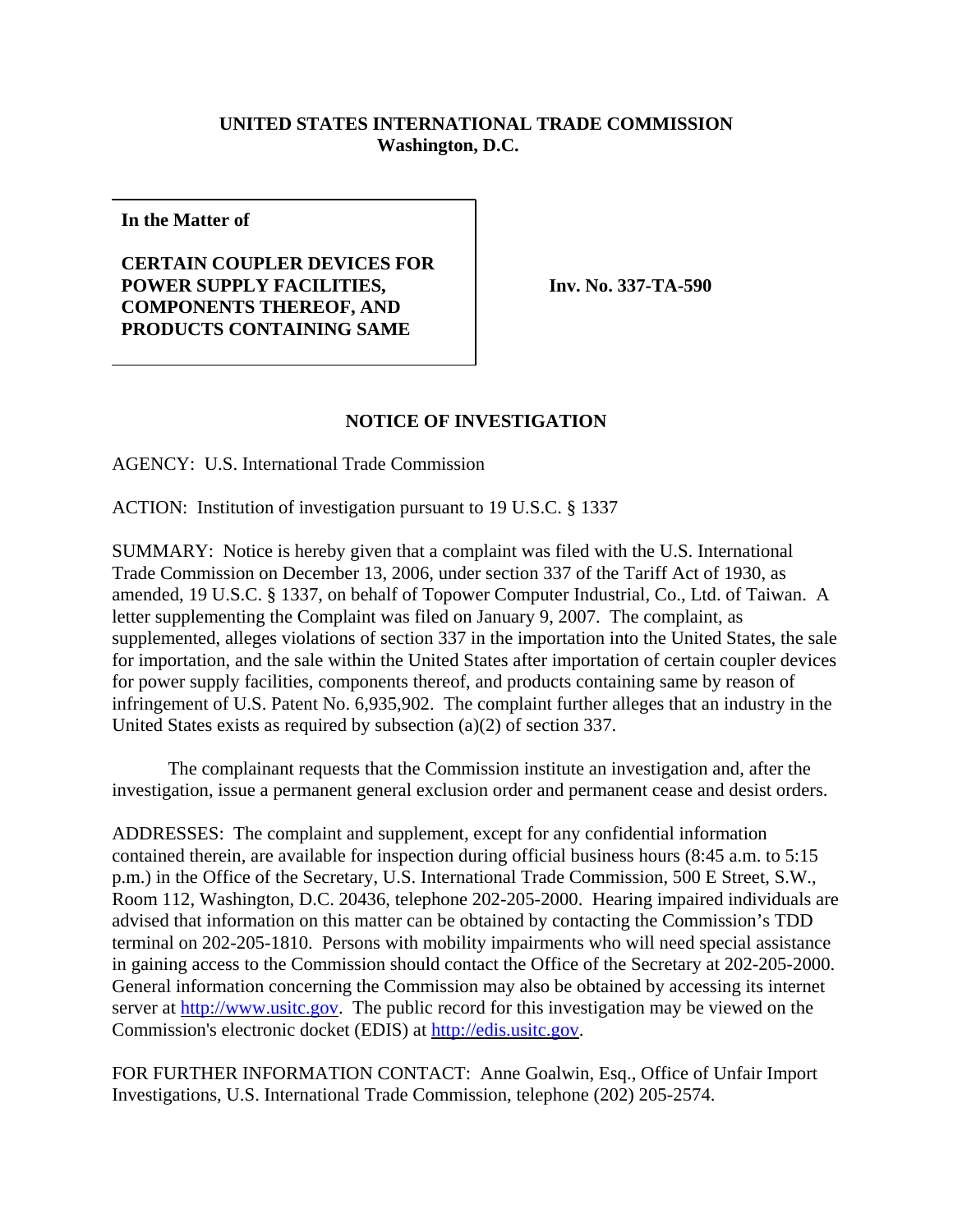**UNITED STATES INTERNATIONAL TRADE COMMISSION**
**Washington, D.C.**

| In the Matter of | |
|---|---|
| **CERTAIN COUPLER DEVICES FOR POWER SUPPLY FACILITIES, COMPONENTS THEREOF, AND PRODUCTS CONTAINING SAME** | **Inv. No. 337-TA-590** |

## NOTICE OF INVESTIGATION

AGENCY: U.S. International Trade Commission

ACTION: Institution of investigation pursuant to 19 U.S.C. § 1337

SUMMARY: Notice is hereby given that a complaint was filed with the U.S. International Trade Commission on December 13, 2006, under section 337 of the Tariff Act of 1930, as amended, 19 U.S.C. § 1337, on behalf of Topower Computer Industrial, Co., Ltd. of Taiwan. A letter supplementing the Complaint was filed on January 9, 2007. The complaint, as supplemented, alleges violations of section 337 in the importation into the United States, the sale for importation, and the sale within the United States after importation of certain coupler devices for power supply facilities, components thereof, and products containing same by reason of infringement of U.S. Patent No. 6,935,902. The complaint further alleges that an industry in the United States exists as required by subsection (a)(2) of section 337.

The complainant requests that the Commission institute an investigation and, after the investigation, issue a permanent general exclusion order and permanent cease and desist orders.

ADDRESSES: The complaint and supplement, except for any confidential information contained therein, are available for inspection during official business hours (8:45 a.m. to 5:15 p.m.) in the Office of the Secretary, U.S. International Trade Commission, 500 E Street, S.W., Room 112, Washington, D.C. 20436, telephone 202-205-2000. Hearing impaired individuals are advised that information on this matter can be obtained by contacting the Commission's TDD terminal on 202-205-1810. Persons with mobility impairments who will need special assistance in gaining access to the Commission should contact the Office of the Secretary at 202-205-2000. General information concerning the Commission may also be obtained by accessing its internet server at http://www.usitc.gov. The public record for this investigation may be viewed on the Commission's electronic docket (EDIS) at http://edis.usitc.gov.

FOR FURTHER INFORMATION CONTACT: Anne Goalwin, Esq., Office of Unfair Import Investigations, U.S. International Trade Commission, telephone (202) 205-2574.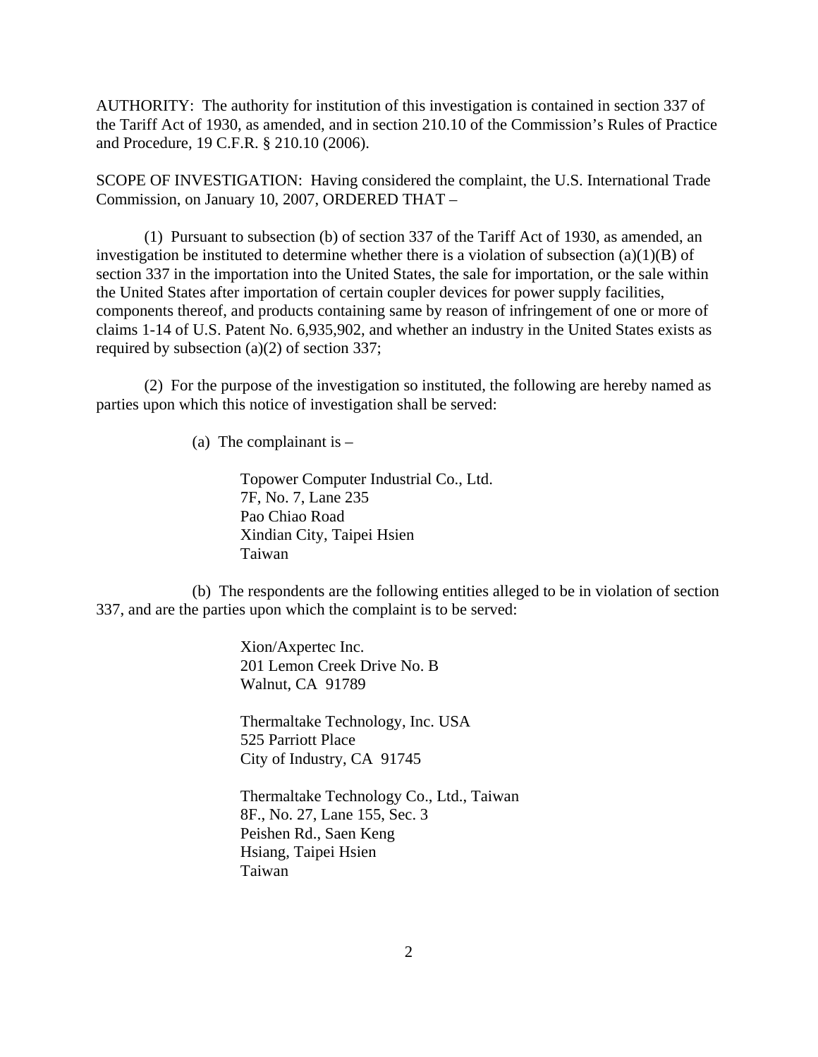AUTHORITY: The authority for institution of this investigation is contained in section 337 of the Tariff Act of 1930, as amended, and in section 210.10 of the Commission's Rules of Practice and Procedure, 19 C.F.R. § 210.10 (2006).

SCOPE OF INVESTIGATION: Having considered the complaint, the U.S. International Trade Commission, on January 10, 2007, ORDERED THAT –

(1) Pursuant to subsection (b) of section 337 of the Tariff Act of 1930, as amended, an investigation be instituted to determine whether there is a violation of subsection (a)(1)(B) of section 337 in the importation into the United States, the sale for importation, or the sale within the United States after importation of certain coupler devices for power supply facilities, components thereof, and products containing same by reason of infringement of one or more of claims 1-14 of U.S. Patent No. 6,935,902, and whether an industry in the United States exists as required by subsection (a)(2) of section 337;

(2) For the purpose of the investigation so instituted, the following are hereby named as parties upon which this notice of investigation shall be served:

(a) The complainant is –

Topower Computer Industrial Co., Ltd.
7F, No. 7, Lane 235
Pao Chiao Road
Xindian City, Taipei Hsien
Taiwan

(b) The respondents are the following entities alleged to be in violation of section 337, and are the parties upon which the complaint is to be served:

Xion/Axpertec Inc.
201 Lemon Creek Drive No. B
Walnut, CA 91789

Thermaltake Technology, Inc. USA
525 Parriott Place
City of Industry, CA 91745

Thermaltake Technology Co., Ltd., Taiwan
8F., No. 27, Lane 155, Sec. 3
Peishen Rd., Saen Keng
Hsiang, Taipei Hsien
Taiwan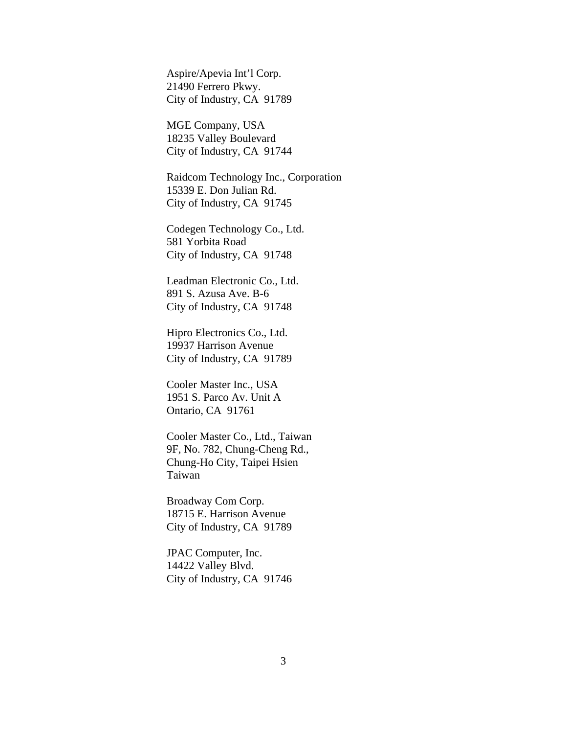Aspire/Apevia Int’l Corp.
21490 Ferrero Pkwy.
City of Industry, CA  91789

MGE Company, USA
18235 Valley Boulevard
City of Industry, CA  91744

Raidcom Technology Inc., Corporation
15339 E. Don Julian Rd.
City of Industry, CA  91745

Codegen Technology Co., Ltd.
581 Yorbita Road
City of Industry, CA  91748

Leadman Electronic Co., Ltd.
891 S. Azusa Ave. B-6
City of Industry, CA  91748

Hipro Electronics Co., Ltd.
19937 Harrison Avenue
City of Industry, CA  91789

Cooler Master Inc., USA
1951 S. Parco Av. Unit A
Ontario, CA  91761

Cooler Master Co., Ltd., Taiwan
9F, No. 782, Chung-Cheng Rd.,
Chung-Ho City, Taipei Hsien
Taiwan

Broadway Com Corp.
18715 E. Harrison Avenue
City of Industry, CA  91789

JPAC Computer, Inc.
14422 Valley Blvd.
City of Industry, CA  91746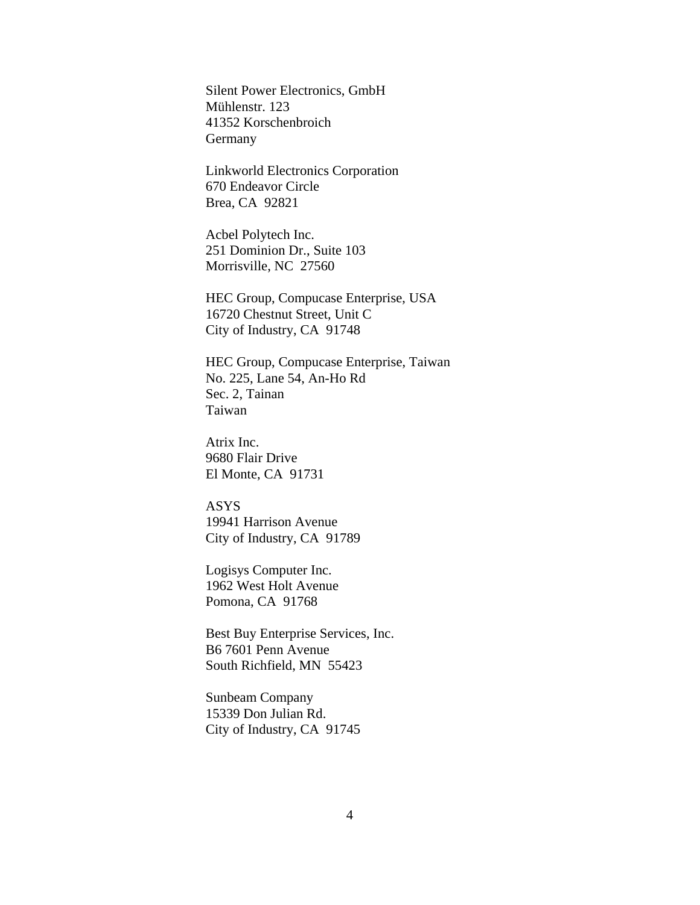Silent Power Electronics, GmbH
Mühlenstr. 123
41352 Korschenbroich
Germany

Linkworld Electronics Corporation
670 Endeavor Circle
Brea, CA  92821

Acbel Polytech Inc.
251 Dominion Dr., Suite 103
Morrisville, NC  27560

HEC Group, Compucase Enterprise, USA
16720 Chestnut Street, Unit C
City of Industry, CA  91748

HEC Group, Compucase Enterprise, Taiwan
No. 225, Lane 54, An-Ho Rd
Sec. 2, Tainan
Taiwan

Atrix Inc.
9680 Flair Drive
El Monte, CA  91731

ASYS
19941 Harrison Avenue
City of Industry, CA  91789

Logisys Computer Inc.
1962 West Holt Avenue
Pomona, CA  91768

Best Buy Enterprise Services, Inc.
B6 7601 Penn Avenue
South Richfield, MN  55423

Sunbeam Company
15339 Don Julian Rd.
City of Industry, CA  91745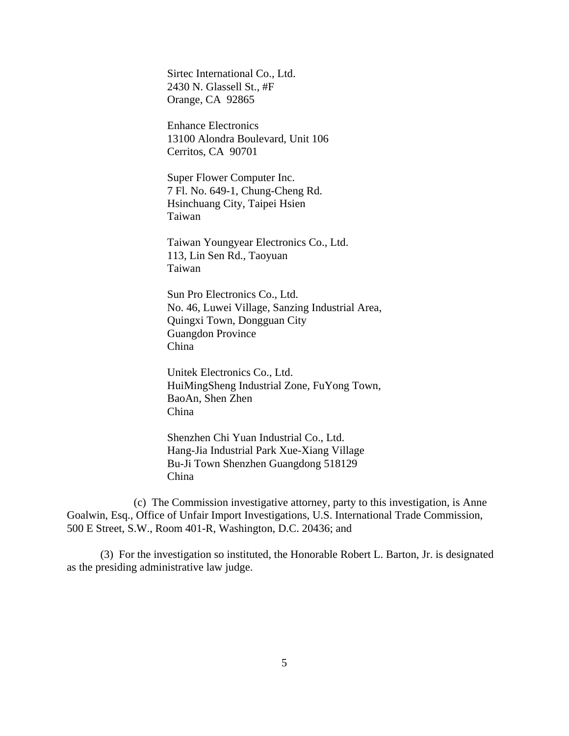Sirtec International Co., Ltd.
2430 N. Glassell St., #F
Orange, CA 92865

Enhance Electronics
13100 Alondra Boulevard, Unit 106
Cerritos, CA 90701

Super Flower Computer Inc.
7 Fl. No. 649-1, Chung-Cheng Rd.
Hsinchuang City, Taipei Hsien
Taiwan

Taiwan Youngyear Electronics Co., Ltd.
113, Lin Sen Rd., Taoyuan
Taiwan

Sun Pro Electronics Co., Ltd.
No. 46, Luwei Village, Sanzing Industrial Area,
Quingxi Town, Dongguan City
Guangdon Province
China

Unitek Electronics Co., Ltd.
HuiMingSheng Industrial Zone, FuYong Town,
BaoAn, Shen Zhen
China

Shenzhen Chi Yuan Industrial Co., Ltd.
Hang-Jia Industrial Park Xue-Xiang Village
Bu-Ji Town Shenzhen Guangdong 518129
China

(c) The Commission investigative attorney, party to this investigation, is Anne Goalwin, Esq., Office of Unfair Import Investigations, U.S. International Trade Commission, 500 E Street, S.W., Room 401-R, Washington, D.C. 20436; and

(3) For the investigation so instituted, the Honorable Robert L. Barton, Jr. is designated as the presiding administrative law judge.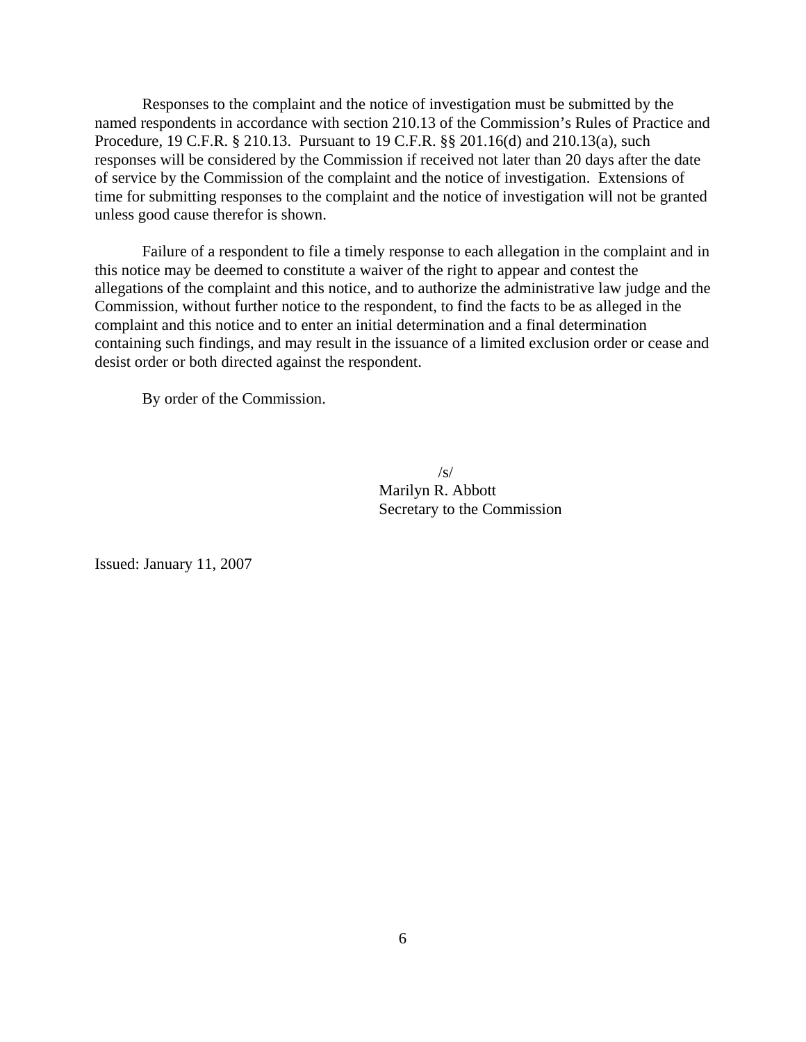Responses to the complaint and the notice of investigation must be submitted by the named respondents in accordance with section 210.13 of the Commission's Rules of Practice and Procedure, 19 C.F.R. § 210.13. Pursuant to 19 C.F.R. §§ 201.16(d) and 210.13(a), such responses will be considered by the Commission if received not later than 20 days after the date of service by the Commission of the complaint and the notice of investigation. Extensions of time for submitting responses to the complaint and the notice of investigation will not be granted unless good cause therefor is shown.

Failure of a respondent to file a timely response to each allegation in the complaint and in this notice may be deemed to constitute a waiver of the right to appear and contest the allegations of the complaint and this notice, and to authorize the administrative law judge and the Commission, without further notice to the respondent, to find the facts to be as alleged in the complaint and this notice and to enter an initial determination and a final determination containing such findings, and may result in the issuance of a limited exclusion order or cease and desist order or both directed against the respondent.

By order of the Commission.

/s/
Marilyn R. Abbott
Secretary to the Commission

Issued: January 11, 2007